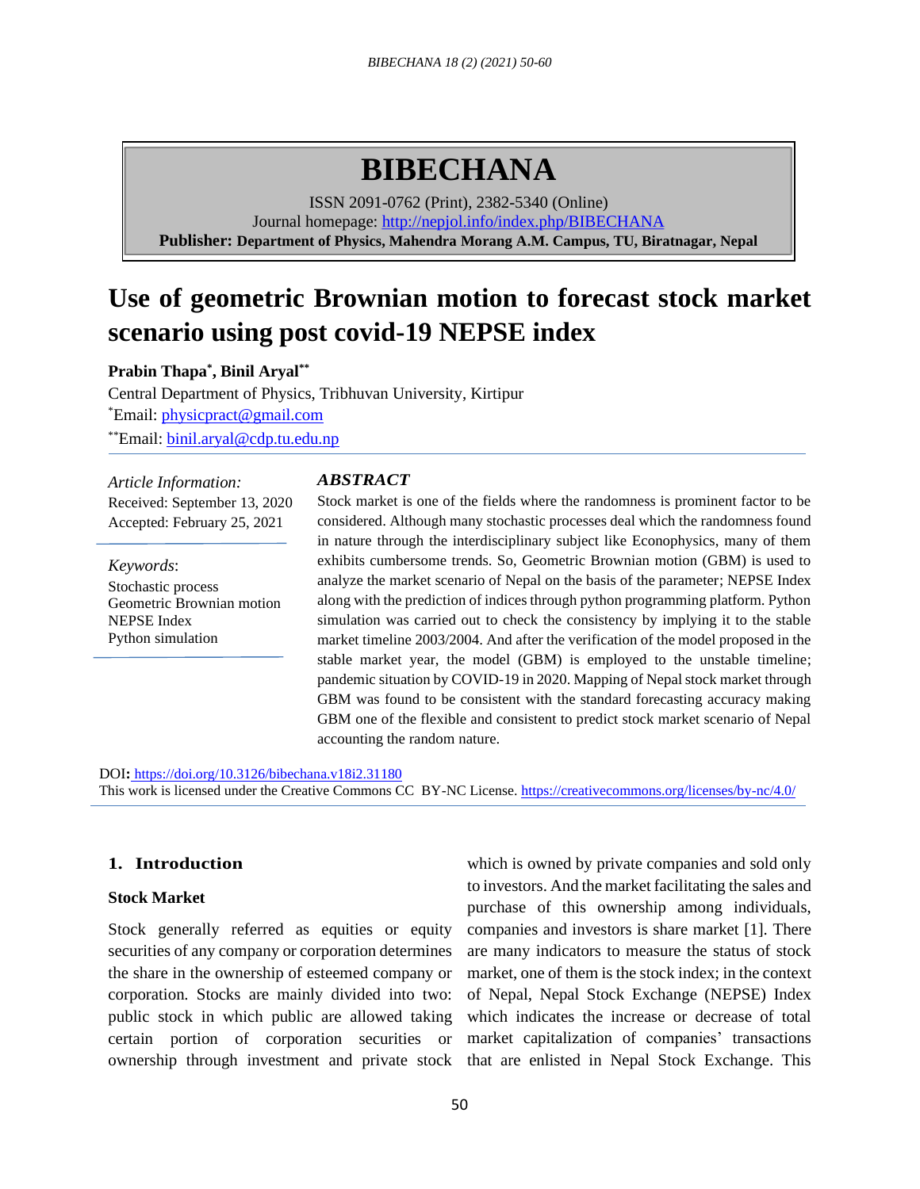# BIBECHANA

ISSN 2091-0762 (Print), 2382-5340 (Online)
Journal homepage: http://nepjol.info/index.php/BIBECHANA
**Publisher: Department of Physics, Mahendra Morang A.M. Campus, TU, Biratnagar, Nepal**

# Use of geometric Brownian motion to forecast stock market scenario using post covid-19 NEPSE index

**Prabin Thapa*, Binil Aryal****

Central Department of Physics, Tribhuvan University, Kirtipur

*Email: physicpract@gmail.com

**Email: binil.aryal@cdp.tu.edu.np

*Article Information:*
Received: September 13, 2020
Accepted: February 25, 2021

*Keywords*:
Stochastic process
Geometric Brownian motion
NEPSE Index
Python simulation

### *ABSTRACT*

Stock market is one of the fields where the randomness is prominent factor to be considered. Although many stochastic processes deal which the randomness found in nature through the interdisciplinary subject like Econophysics, many of them exhibits cumbersome trends. So, Geometric Brownian motion (GBM) is used to analyze the market scenario of Nepal on the basis of the parameter; NEPSE Index along with the prediction of indices through python programming platform. Python simulation was carried out to check the consistency by implying it to the stable market timeline 2003/2004. And after the verification of the model proposed in the stable market year, the model (GBM) is employed to the unstable timeline; pandemic situation by COVID-19 in 2020. Mapping of Nepal stock market through GBM was found to be consistent with the standard forecasting accuracy making GBM one of the flexible and consistent to predict stock market scenario of Nepal accounting the random nature.

**DOI:** https://doi.org/10.3126/bibechana.v18i2.31180
This work is licensed under the Creative Commons CC BY-NC License. https://creativecommons.org/licenses/by-nc/4.0/

## 1. Introduction

### Stock Market

Stock generally referred as equities or equity securities of any company or corporation determines the share in the ownership of esteemed company or corporation. Stocks are mainly divided into two: public stock in which public are allowed taking certain portion of corporation securities or ownership through investment and private stock which is owned by private companies and sold only to investors. And the market facilitating the sales and purchase of this ownership among individuals, companies and investors is share market [1]. There are many indicators to measure the status of stock market, one of them is the stock index; in the context of Nepal, Nepal Stock Exchange (NEPSE) Index which indicates the increase or decrease of total market capitalization of companies' transactions that are enlisted in Nepal Stock Exchange. This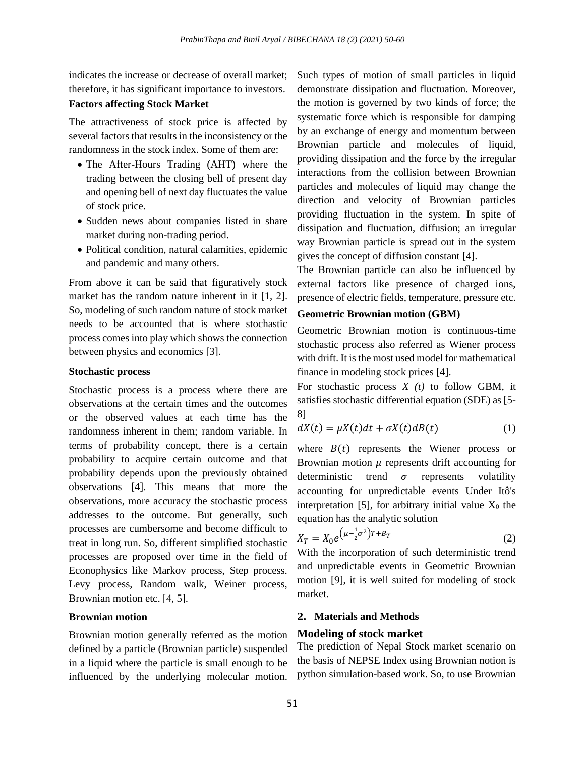indicates the increase or decrease of overall market; therefore, it has significant importance to investors.

**Factors affecting Stock Market**

The attractiveness of stock price is affected by several factors that results in the inconsistency or the randomness in the stock index. Some of them are:

- The After-Hours Trading (AHT) where the trading between the closing bell of present day and opening bell of next day fluctuates the value of stock price.
- Sudden news about companies listed in share market during non-trading period.
- Political condition, natural calamities, epidemic and pandemic and many others.

From above it can be said that figuratively stock market has the random nature inherent in it [1, 2]. So, modeling of such random nature of stock market needs to be accounted that is where stochastic process comes into play which shows the connection between physics and economics [3].

**Stochastic process**

Stochastic process is a process where there are observations at the certain times and the outcomes or the observed values at each time has the randomness inherent in them; random variable. In terms of probability concept, there is a certain probability to acquire certain outcome and that probability depends upon the previously obtained observations [4]. This means that more the observations, more accuracy the stochastic process addresses to the outcome. But generally, such processes are cumbersome and become difficult to treat in long run. So, different simplified stochastic processes are proposed over time in the field of Econophysics like Markov process, Step process. Levy process, Random walk, Weiner process, Brownian motion etc. [4, 5].

**Brownian motion**

Brownian motion generally referred as the motion defined by a particle (Brownian particle) suspended in a liquid where the particle is small enough to be influenced by the underlying molecular motion. Such types of motion of small particles in liquid demonstrate dissipation and fluctuation. Moreover, the motion is governed by two kinds of force; the systematic force which is responsible for damping by an exchange of energy and momentum between Brownian particle and molecules of liquid, providing dissipation and the force by the irregular interactions from the collision between Brownian particles and molecules of liquid may change the direction and velocity of Brownian particles providing fluctuation in the system. In spite of dissipation and fluctuation, diffusion; an irregular way Brownian particle is spread out in the system gives the concept of diffusion constant [4].

The Brownian particle can also be influenced by external factors like presence of charged ions, presence of electric fields, temperature, pressure etc.

**Geometric Brownian motion (GBM)**

Geometric Brownian motion is continuous-time stochastic process also referred as Wiener process with drift. It is the most used model for mathematical finance in modeling stock prices [4].

For stochastic process $X(t)$ to follow GBM, it satisfies stochastic differential equation (SDE) as [5-8]

$$dX(t) = \mu X(t)dt + \sigma X(t)dB(t) \quad (1)$$

where $B(t)$ represents the Wiener process or Brownian motion $\mu$ represents drift accounting for deterministic trend $\sigma$ represents volatility accounting for unpredictable events Under Itô's interpretation [5], for arbitrary initial value $X_0$ the equation has the analytic solution

$$X_T = X_0 e^{\left(\mu - \frac{1}{2}\sigma^2\right)T + B_T} \quad (2)$$

With the incorporation of such deterministic trend and unpredictable events in Geometric Brownian motion [9], it is well suited for modeling of stock market.

## 2. Materials and Methods

### Modeling of stock market

The prediction of Nepal Stock market scenario on the basis of NEPSE Index using Brownian notion is python simulation-based work. So, to use Brownian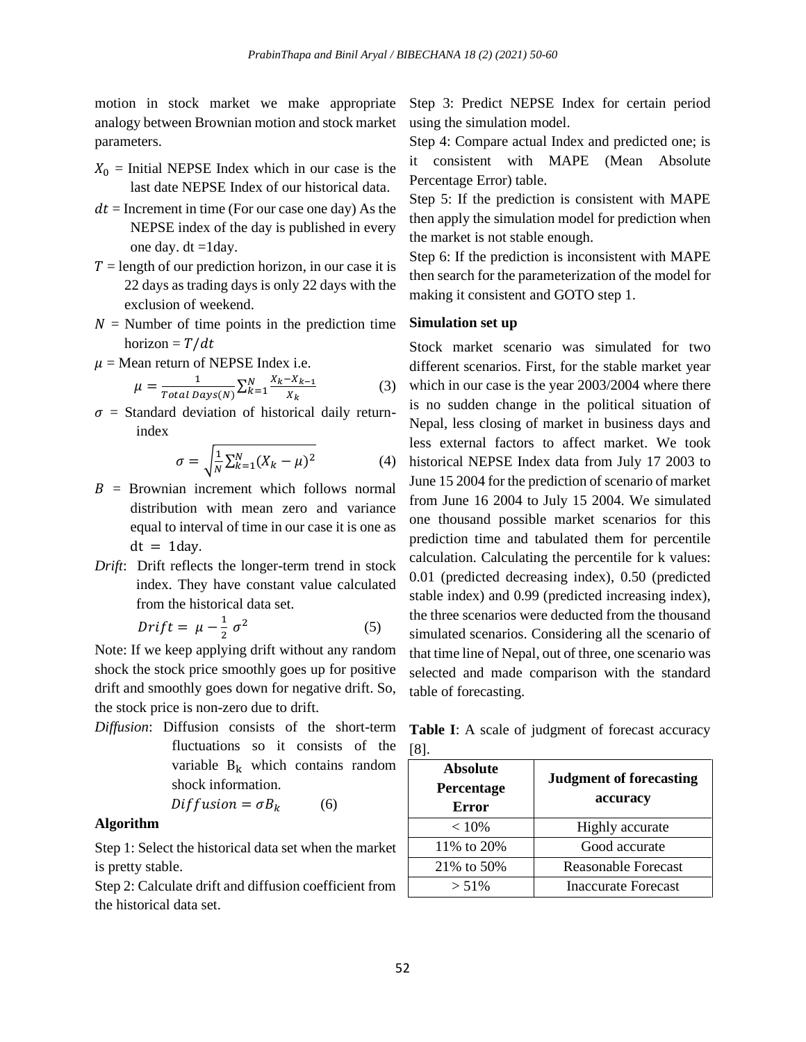motion in stock market we make appropriate analogy between Brownian motion and stock market parameters.

- $X_0$ = Initial NEPSE Index which in our case is the last date NEPSE Index of our historical data.
- $dt$ = Increment in time (For our case one day) As the NEPSE index of the day is published in every one day. dt =1day.
- $T$ = length of our prediction horizon, in our case it is 22 days as trading days is only 22 days with the exclusion of weekend.
- $N$ = Number of time points in the prediction time horizon = $T/dt$
- $\mu$ = Mean return of NEPSE Index i.e.

$$\mu = \frac{1}{Total\ Days(N)} \sum_{k=1}^{N} \frac{X_k - X_{k-1}}{X_k} \tag{3}$$

- $\sigma$ = Standard deviation of historical daily return-index

$$\sigma = \sqrt{\frac{1}{N} \sum_{k=1}^{N} (X_k - \mu)^2} \tag{4}$$

- $B$ = Brownian increment which follows normal distribution with mean zero and variance equal to interval of time in our case it is one as $\mathrm{dt} = 1$day.
- *Drift*: Drift reflects the longer-term trend in stock index. They have constant value calculated from the historical data set.

$$Drift = \mu - \frac{1}{2}\sigma^2 \tag{5}$$

Note: If we keep applying drift without any random shock the stock price smoothly goes up for positive drift and smoothly goes down for negative drift. So, the stock price is non-zero due to drift.

*Diffusion*: Diffusion consists of the short-term fluctuations so it consists of the variable $B_k$ which contains random shock information.

$$Diffusion = \sigma B_k \tag{6}$$

**Algorithm**

Step 1: Select the historical data set when the market is pretty stable.

Step 2: Calculate drift and diffusion coefficient from the historical data set.

Step 3: Predict NEPSE Index for certain period using the simulation model.

Step 4: Compare actual Index and predicted one; is it consistent with MAPE (Mean Absolute Percentage Error) table.

Step 5: If the prediction is consistent with MAPE then apply the simulation model for prediction when the market is not stable enough.

Step 6: If the prediction is inconsistent with MAPE then search for the parameterization of the model for making it consistent and GOTO step 1.

**Simulation set up**

Stock market scenario was simulated for two different scenarios. First, for the stable market year which in our case is the year 2003/2004 where there is no sudden change in the political situation of Nepal, less closing of market in business days and less external factors to affect market. We took historical NEPSE Index data from July 17 2003 to June 15 2004 for the prediction of scenario of market from June 16 2004 to July 15 2004. We simulated one thousand possible market scenarios for this prediction time and tabulated them for percentile calculation. Calculating the percentile for k values: 0.01 (predicted decreasing index), 0.50 (predicted stable index) and 0.99 (predicted increasing index), the three scenarios were deducted from the thousand simulated scenarios. Considering all the scenario of that time line of Nepal, out of three, one scenario was selected and made comparison with the standard table of forecasting.

**Table I**: A scale of judgment of forecast accuracy [8].

| Absolute Percentage Error | Judgment of forecasting accuracy |
|---|---|
| < 10% | Highly accurate |
| 11% to 20% | Good accurate |
| 21% to 50% | Reasonable Forecast |
| > 51% | Inaccurate Forecast |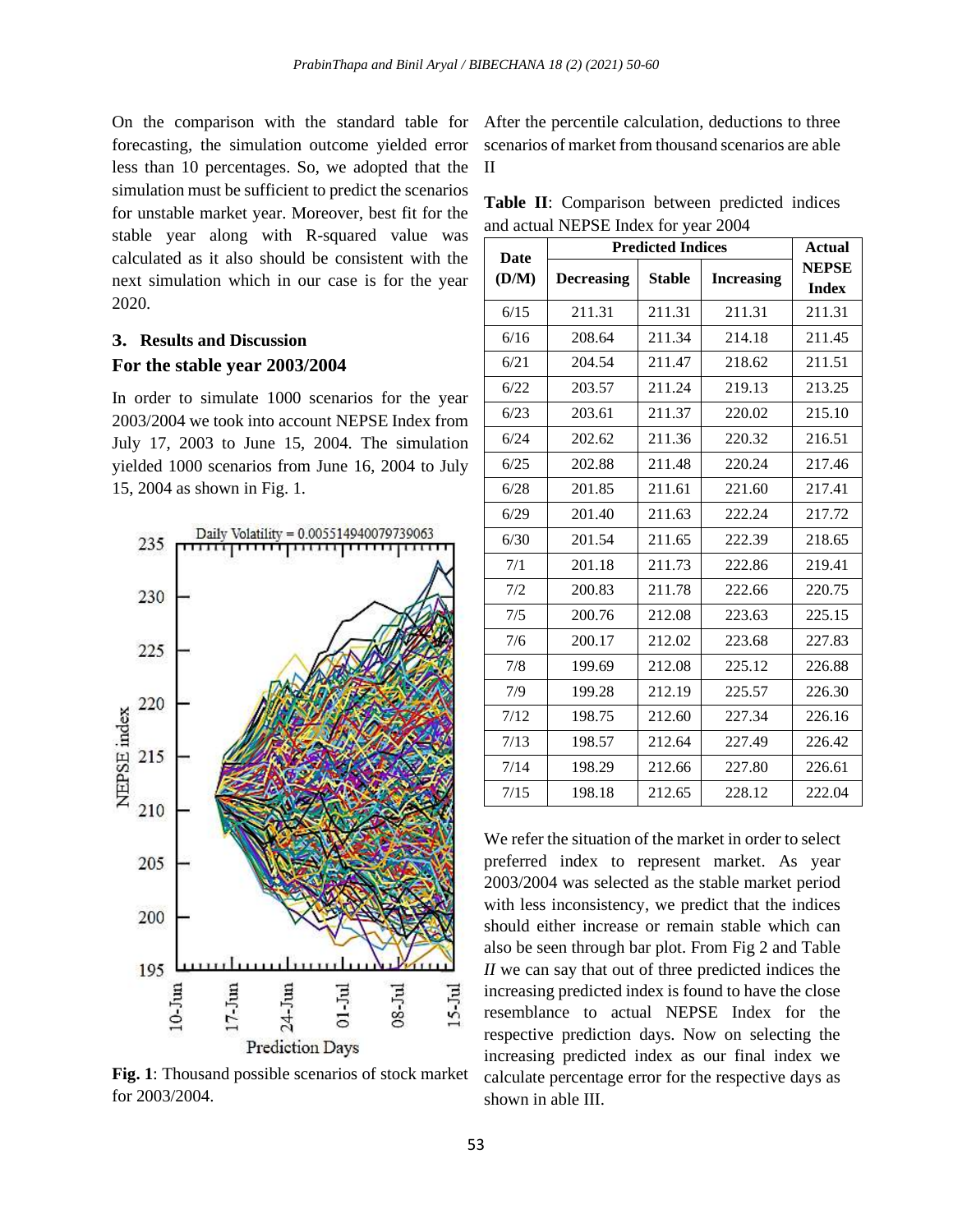On the comparison with the standard table for forecasting, the simulation outcome yielded error less than 10 percentages. So, we adopted that the simulation must be sufficient to predict the scenarios for unstable market year. Moreover, best fit for the stable year along with R-squared value was calculated as it also should be consistent with the next simulation which in our case is for the year 2020.

## 3. Results and Discussion

### For the stable year 2003/2004

In order to simulate 1000 scenarios for the year 2003/2004 we took into account NEPSE Index from July 17, 2003 to June 15, 2004. The simulation yielded 1000 scenarios from June 16, 2004 to July 15, 2004 as shown in Fig. 1.

**Fig. 1**: Thousand possible scenarios of stock market for 2003/2004.

After the percentile calculation, deductions to three scenarios of market from thousand scenarios are able II

**Table II**: Comparison between predicted indices and actual NEPSE Index for year 2004

| Date (D/M) | Predicted Indices | | | Actual NEPSE Index |
|---|---|---|---|---|
| | Decreasing | Stable | Increasing | |
| 6/15 | 211.31 | 211.31 | 211.31 | 211.31 |
| 6/16 | 208.64 | 211.34 | 214.18 | 211.45 |
| 6/21 | 204.54 | 211.47 | 218.62 | 211.51 |
| 6/22 | 203.57 | 211.24 | 219.13 | 213.25 |
| 6/23 | 203.61 | 211.37 | 220.02 | 215.10 |
| 6/24 | 202.62 | 211.36 | 220.32 | 216.51 |
| 6/25 | 202.88 | 211.48 | 220.24 | 217.46 |
| 6/28 | 201.85 | 211.61 | 221.60 | 217.41 |
| 6/29 | 201.40 | 211.63 | 222.24 | 217.72 |
| 6/30 | 201.54 | 211.65 | 222.39 | 218.65 |
| 7/1 | 201.18 | 211.73 | 222.86 | 219.41 |
| 7/2 | 200.83 | 211.78 | 222.66 | 220.75 |
| 7/5 | 200.76 | 212.08 | 223.63 | 225.15 |
| 7/6 | 200.17 | 212.02 | 223.68 | 227.83 |
| 7/8 | 199.69 | 212.08 | 225.12 | 226.88 |
| 7/9 | 199.28 | 212.19 | 225.57 | 226.30 |
| 7/12 | 198.75 | 212.60 | 227.34 | 226.16 |
| 7/13 | 198.57 | 212.64 | 227.49 | 226.42 |
| 7/14 | 198.29 | 212.66 | 227.80 | 226.61 |
| 7/15 | 198.18 | 212.65 | 228.12 | 222.04 |

We refer the situation of the market in order to select preferred index to represent market. As year 2003/2004 was selected as the stable market period with less inconsistency, we predict that the indices should either increase or remain stable which can also be seen through bar plot. From Fig 2 and Table *II* we can say that out of three predicted indices the increasing predicted index is found to have the close resemblance to actual NEPSE Index for the respective prediction days. Now on selecting the increasing predicted index as our final index we calculate percentage error for the respective days as shown in able III.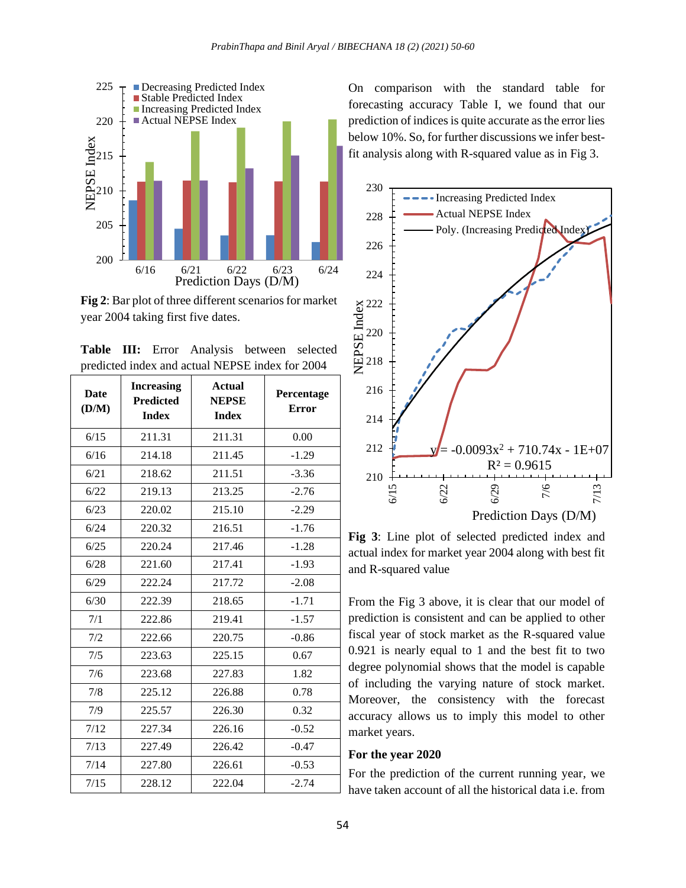Fig 2: Bar plot of three different scenarios for market year 2004 taking first five dates.

**Table III:** Error Analysis between selected predicted index and actual NEPSE index for 2004

| Date (D/M) | Increasing Predicted Index | Actual NEPSE Index | Percentage Error |
|---|---|---|---|
| 6/15 | 211.31 | 211.31 | 0.00 |
| 6/16 | 214.18 | 211.45 | -1.29 |
| 6/21 | 218.62 | 211.51 | -3.36 |
| 6/22 | 219.13 | 213.25 | -2.76 |
| 6/23 | 220.02 | 215.10 | -2.29 |
| 6/24 | 220.32 | 216.51 | -1.76 |
| 6/25 | 220.24 | 217.46 | -1.28 |
| 6/28 | 221.60 | 217.41 | -1.93 |
| 6/29 | 222.24 | 217.72 | -2.08 |
| 6/30 | 222.39 | 218.65 | -1.71 |
| 7/1 | 222.86 | 219.41 | -1.57 |
| 7/2 | 222.66 | 220.75 | -0.86 |
| 7/5 | 223.63 | 225.15 | 0.67 |
| 7/6 | 223.68 | 227.83 | 1.82 |
| 7/8 | 225.12 | 226.88 | 0.78 |
| 7/9 | 225.57 | 226.30 | 0.32 |
| 7/12 | 227.34 | 226.16 | -0.52 |
| 7/13 | 227.49 | 226.42 | -0.47 |
| 7/14 | 227.80 | 226.61 | -0.53 |
| 7/15 | 228.12 | 222.04 | -2.74 |

On comparison with the standard table for forecasting accuracy Table I, we found that our prediction of indices is quite accurate as the error lies below 10%. So, for further discussions we infer best-fit analysis along with R-squared value as in Fig 3.

$$y = -0.0093x^2 + 710.74x - 1E+07$$
$$R^2 = 0.9615$$

Fig 3: Line plot of selected predicted index and actual index for market year 2004 along with best fit and R-squared value

From the Fig 3 above, it is clear that our model of prediction is consistent and can be applied to other fiscal year of stock market as the R-squared value 0.921 is nearly equal to 1 and the best fit to two degree polynomial shows that the model is capable of including the varying nature of stock market. Moreover, the consistency with the forecast accuracy allows us to imply this model to other market years.

### For the year 2020

For the prediction of the current running year, we have taken account of all the historical data i.e. from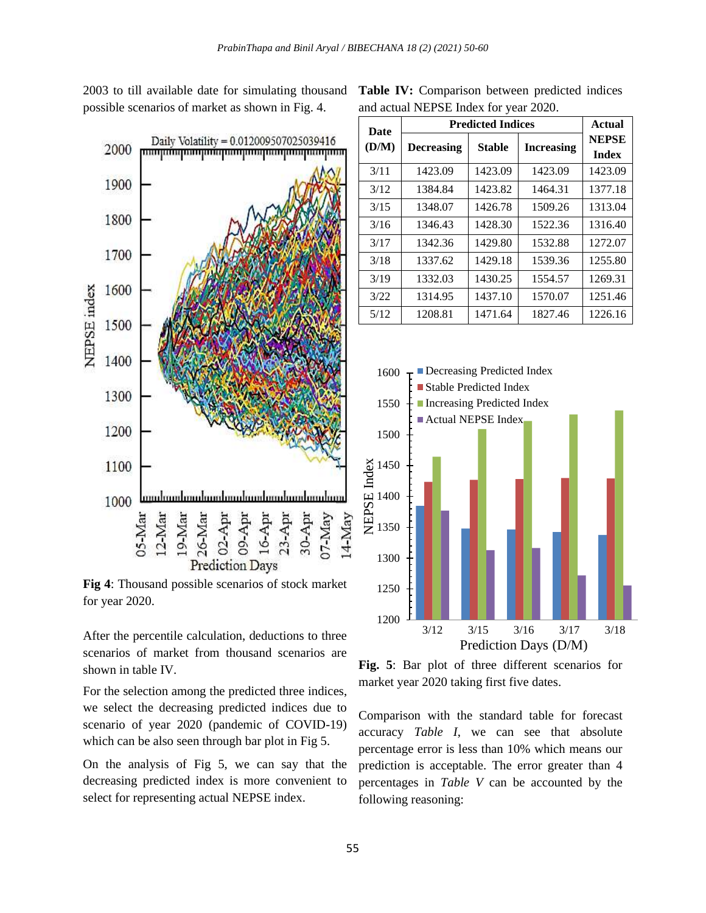2003 to till available date for simulating thousand possible scenarios of market as shown in Fig. 4.

**Fig 4**: Thousand possible scenarios of stock market for year 2020.

After the percentile calculation, deductions to three scenarios of market from thousand scenarios are shown in table IV.

For the selection among the predicted three indices, we select the decreasing predicted indices due to scenario of year 2020 (pandemic of COVID-19) which can be also seen through bar plot in Fig 5.

On the analysis of Fig 5, we can say that the decreasing predicted index is more convenient to select for representing actual NEPSE index.

**Table IV:** Comparison between predicted indices and actual NEPSE Index for year 2020.

| Date (D/M) | Predicted Indices | | | Actual NEPSE Index |
|---|---|---|---|---|
| | Decreasing | Stable | Increasing | |
| 3/11 | 1423.09 | 1423.09 | 1423.09 | 1423.09 |
| 3/12 | 1384.84 | 1423.82 | 1464.31 | 1377.18 |
| 3/15 | 1348.07 | 1426.78 | 1509.26 | 1313.04 |
| 3/16 | 1346.43 | 1428.30 | 1522.36 | 1316.40 |
| 3/17 | 1342.36 | 1429.80 | 1532.88 | 1272.07 |
| 3/18 | 1337.62 | 1429.18 | 1539.36 | 1255.80 |
| 3/19 | 1332.03 | 1430.25 | 1554.57 | 1269.31 |
| 3/22 | 1314.95 | 1437.10 | 1570.07 | 1251.46 |
| 5/12 | 1208.81 | 1471.64 | 1827.46 | 1226.16 |

**Fig. 5**: Bar plot of three different scenarios for market year 2020 taking first five dates.

Comparison with the standard table for forecast accuracy *Table I*, we can see that absolute percentage error is less than 10% which means our prediction is acceptable. The error greater than 4 percentages in *Table V* can be accounted by the following reasoning: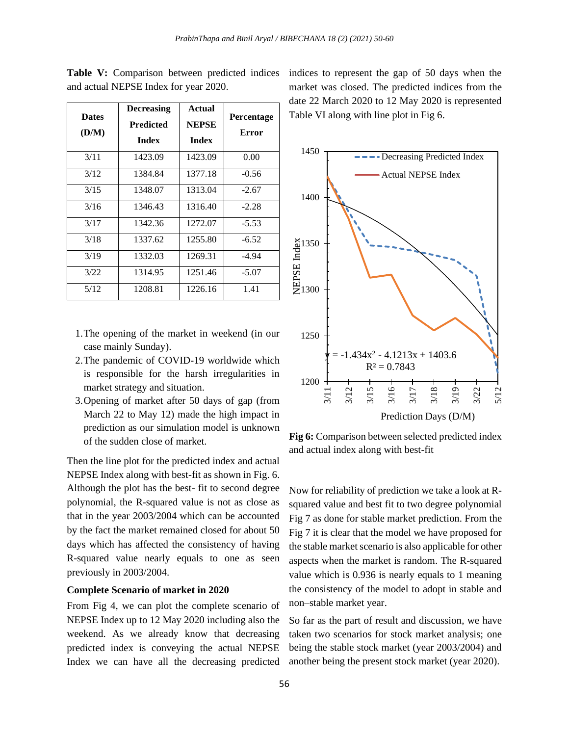**Table V:** Comparison between predicted indices and actual NEPSE Index for year 2020.

| Dates (D/M) | Decreasing Predicted Index | Actual NEPSE Index | Percentage Error |
|---|---|---|---|
| 3/11 | 1423.09 | 1423.09 | 0.00 |
| 3/12 | 1384.84 | 1377.18 | -0.56 |
| 3/15 | 1348.07 | 1313.04 | -2.67 |
| 3/16 | 1346.43 | 1316.40 | -2.28 |
| 3/17 | 1342.36 | 1272.07 | -5.53 |
| 3/18 | 1337.62 | 1255.80 | -6.52 |
| 3/19 | 1332.03 | 1269.31 | -4.94 |
| 3/22 | 1314.95 | 1251.46 | -5.07 |
| 5/12 | 1208.81 | 1226.16 | 1.41 |

1. The opening of the market in weekend (in our case mainly Sunday).
2. The pandemic of COVID-19 worldwide which is responsible for the harsh irregularities in market strategy and situation.
3. Opening of market after 50 days of gap (from March 22 to May 12) made the high impact in prediction as our simulation model is unknown of the sudden close of market.

Then the line plot for the predicted index and actual NEPSE Index along with best-fit as shown in Fig. 6. Although the plot has the best- fit to second degree polynomial, the R-squared value is not as close as that in the year 2003/2004 which can be accounted by the fact the market remained closed for about 50 days which has affected the consistency of having R-squared value nearly equals to one as seen previously in 2003/2004.

### Complete Scenario of market in 2020

From Fig 4, we can plot the complete scenario of NEPSE Index up to 12 May 2020 including also the weekend. As we already know that decreasing predicted index is conveying the actual NEPSE Index we can have all the decreasing predicted indices to represent the gap of 50 days when the market was closed. The predicted indices from the date 22 March 2020 to 12 May 2020 is represented Table VI along with line plot in Fig 6.

**Fig 6:** Comparison between selected predicted index and actual index along with best-fit

Now for reliability of prediction we take a look at R-squared value and best fit to two degree polynomial Fig 7 as done for stable market prediction. From the Fig 7 it is clear that the model we have proposed for the stable market scenario is also applicable for other aspects when the market is random. The R-squared value which is 0.936 is nearly equals to 1 meaning the consistency of the model to adopt in stable and non–stable market year.

So far as the part of result and discussion, we have taken two scenarios for stock market analysis; one being the stable stock market (year 2003/2004) and another being the present stock market (year 2020).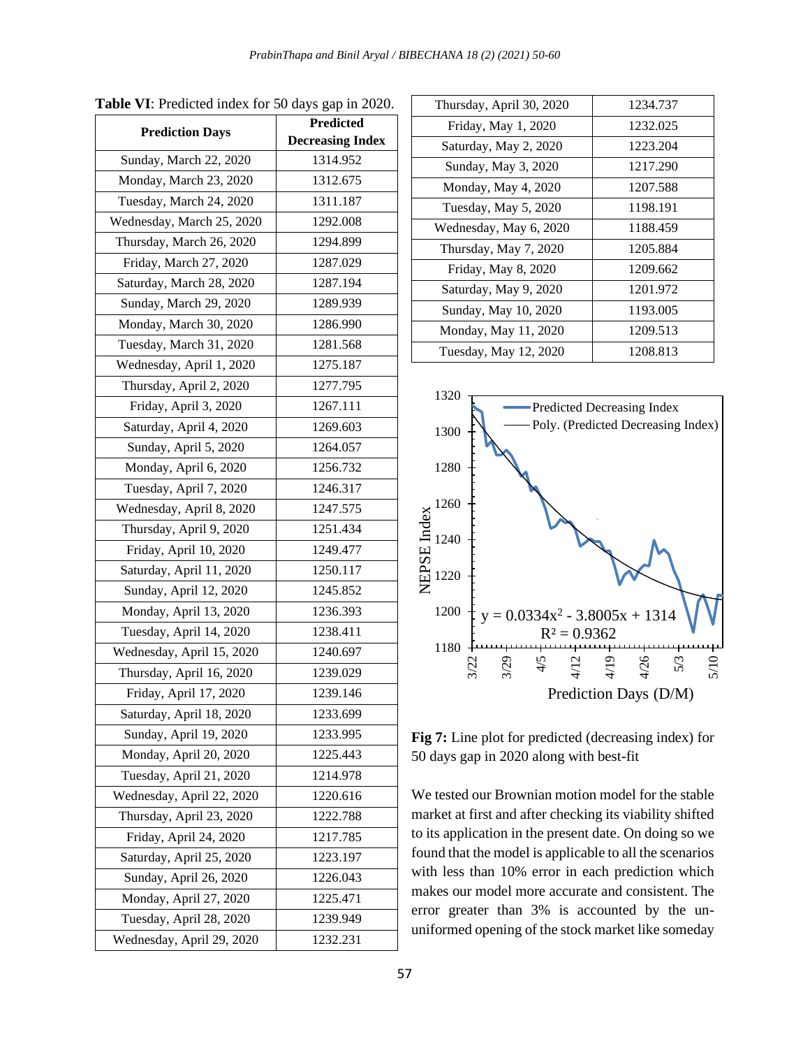**Table VI**: Predicted index for 50 days gap in 2020.

| Prediction Days | Predicted Decreasing Index |
|---|---|
| Sunday, March 22, 2020 | 1314.952 |
| Monday, March 23, 2020 | 1312.675 |
| Tuesday, March 24, 2020 | 1311.187 |
| Wednesday, March 25, 2020 | 1292.008 |
| Thursday, March 26, 2020 | 1294.899 |
| Friday, March 27, 2020 | 1287.029 |
| Saturday, March 28, 2020 | 1287.194 |
| Sunday, March 29, 2020 | 1289.939 |
| Monday, March 30, 2020 | 1286.990 |
| Tuesday, March 31, 2020 | 1281.568 |
| Wednesday, April 1, 2020 | 1275.187 |
| Thursday, April 2, 2020 | 1277.795 |
| Friday, April 3, 2020 | 1267.111 |
| Saturday, April 4, 2020 | 1269.603 |
| Sunday, April 5, 2020 | 1264.057 |
| Monday, April 6, 2020 | 1256.732 |
| Tuesday, April 7, 2020 | 1246.317 |
| Wednesday, April 8, 2020 | 1247.575 |
| Thursday, April 9, 2020 | 1251.434 |
| Friday, April 10, 2020 | 1249.477 |
| Saturday, April 11, 2020 | 1250.117 |
| Sunday, April 12, 2020 | 1245.852 |
| Monday, April 13, 2020 | 1236.393 |
| Tuesday, April 14, 2020 | 1238.411 |
| Wednesday, April 15, 2020 | 1240.697 |
| Thursday, April 16, 2020 | 1239.029 |
| Friday, April 17, 2020 | 1239.146 |
| Saturday, April 18, 2020 | 1233.699 |
| Sunday, April 19, 2020 | 1233.995 |
| Monday, April 20, 2020 | 1225.443 |
| Tuesday, April 21, 2020 | 1214.978 |
| Wednesday, April 22, 2020 | 1220.616 |
| Thursday, April 23, 2020 | 1222.788 |
| Friday, April 24, 2020 | 1217.785 |
| Saturday, April 25, 2020 | 1223.197 |
| Sunday, April 26, 2020 | 1226.043 |
| Monday, April 27, 2020 | 1225.471 |
| Tuesday, April 28, 2020 | 1239.949 |
| Wednesday, April 29, 2020 | 1232.231 |
| Thursday, April 30, 2020 | 1234.737 |
| Friday, May 1, 2020 | 1232.025 |
| Saturday, May 2, 2020 | 1223.204 |
| Sunday, May 3, 2020 | 1217.290 |
| Monday, May 4, 2020 | 1207.588 |
| Tuesday, May 5, 2020 | 1198.191 |
| Wednesday, May 6, 2020 | 1188.459 |
| Thursday, May 7, 2020 | 1205.884 |
| Friday, May 8, 2020 | 1209.662 |
| Saturday, May 9, 2020 | 1201.972 |
| Sunday, May 10, 2020 | 1193.005 |
| Monday, May 11, 2020 | 1209.513 |
| Tuesday, May 12, 2020 | 1208.813 |

$y = 0.0334x^2 - 3.8005x + 1314$

$R^2 = 0.9362$

**Fig 7:** Line plot for predicted (decreasing index) for 50 days gap in 2020 along with best-fit

We tested our Brownian motion model for the stable market at first and after checking its viability shifted to its application in the present date. On doing so we found that the model is applicable to all the scenarios with less than 10% error in each prediction which makes our model more accurate and consistent. The error greater than 3% is accounted by the un-uniformed opening of the stock market like someday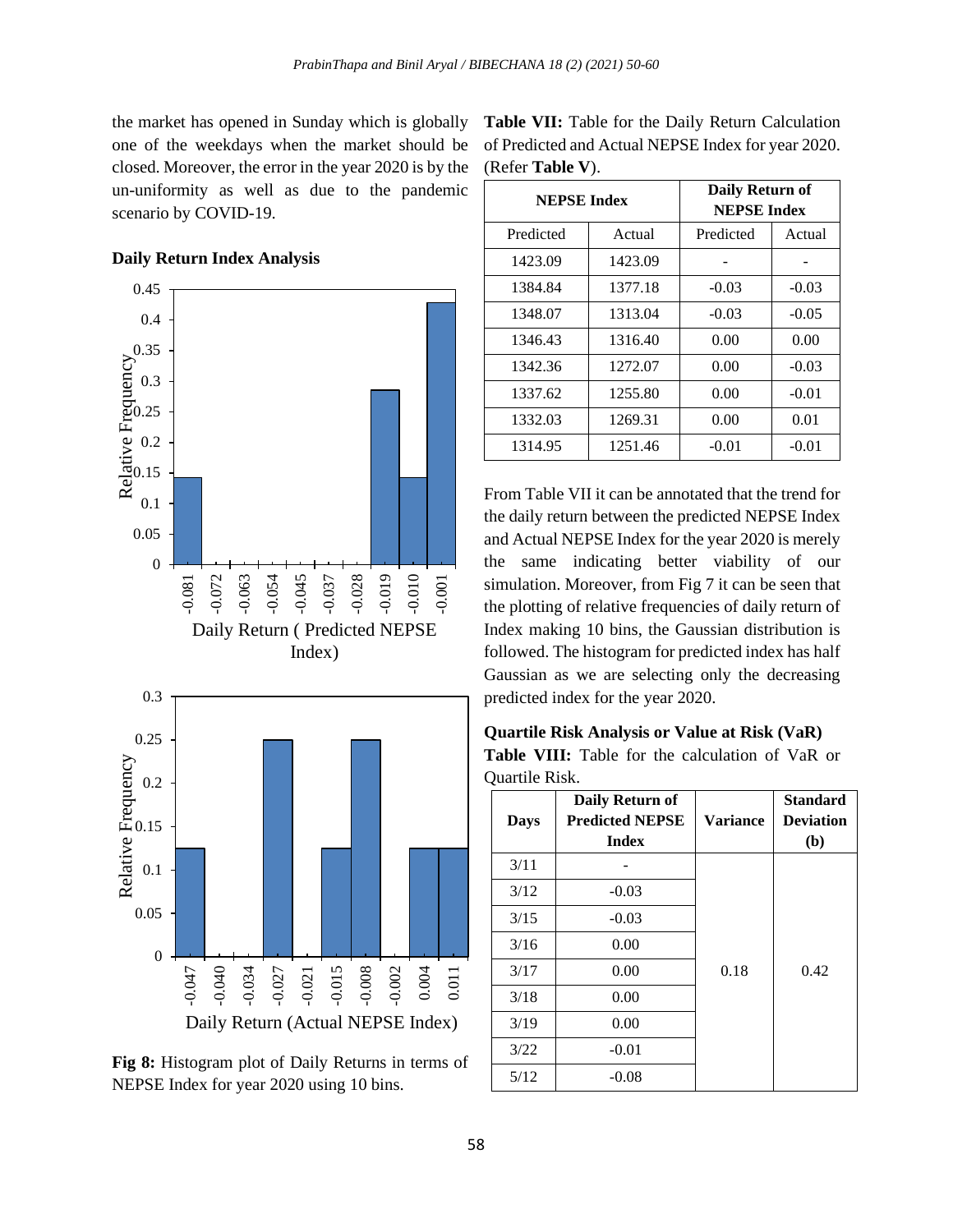the market has opened in Sunday which is globally one of the weekdays when the market should be closed. Moreover, the error in the year 2020 is by the un-uniformity as well as due to the pandemic scenario by COVID-19.

**Daily Return Index Analysis**

**Fig 8:** Histogram plot of Daily Returns in terms of NEPSE Index for year 2020 using 10 bins.

**Table VII:** Table for the Daily Return Calculation of Predicted and Actual NEPSE Index for year 2020. (Refer **Table V**).

| NEPSE Index | | Daily Return of NEPSE Index | |
|---|---|---|---|
| Predicted | Actual | Predicted | Actual |
| 1423.09 | 1423.09 | - | - |
| 1384.84 | 1377.18 | -0.03 | -0.03 |
| 1348.07 | 1313.04 | -0.03 | -0.05 |
| 1346.43 | 1316.40 | 0.00 | 0.00 |
| 1342.36 | 1272.07 | 0.00 | -0.03 |
| 1337.62 | 1255.80 | 0.00 | -0.01 |
| 1332.03 | 1269.31 | 0.00 | 0.01 |
| 1314.95 | 1251.46 | -0.01 | -0.01 |

From Table VII it can be annotated that the trend for the daily return between the predicted NEPSE Index and Actual NEPSE Index for the year 2020 is merely the same indicating better viability of our simulation. Moreover, from Fig 7 it can be seen that the plotting of relative frequencies of daily return of Index making 10 bins, the Gaussian distribution is followed. The histogram for predicted index has half Gaussian as we are selecting only the decreasing predicted index for the year 2020.

**Quartile Risk Analysis or Value at Risk (VaR)**

**Table VIII:** Table for the calculation of VaR or Quartile Risk.

| Days | Daily Return of Predicted NEPSE Index | Variance | Standard Deviation (b) |
|---|---|---|---|
| 3/11 | - | 0.18 | 0.42 |
| 3/12 | -0.03 | | |
| 3/15 | -0.03 | | |
| 3/16 | 0.00 | | |
| 3/17 | 0.00 | | |
| 3/18 | 0.00 | | |
| 3/19 | 0.00 | | |
| 3/22 | -0.01 | | |
| 5/12 | -0.08 | | |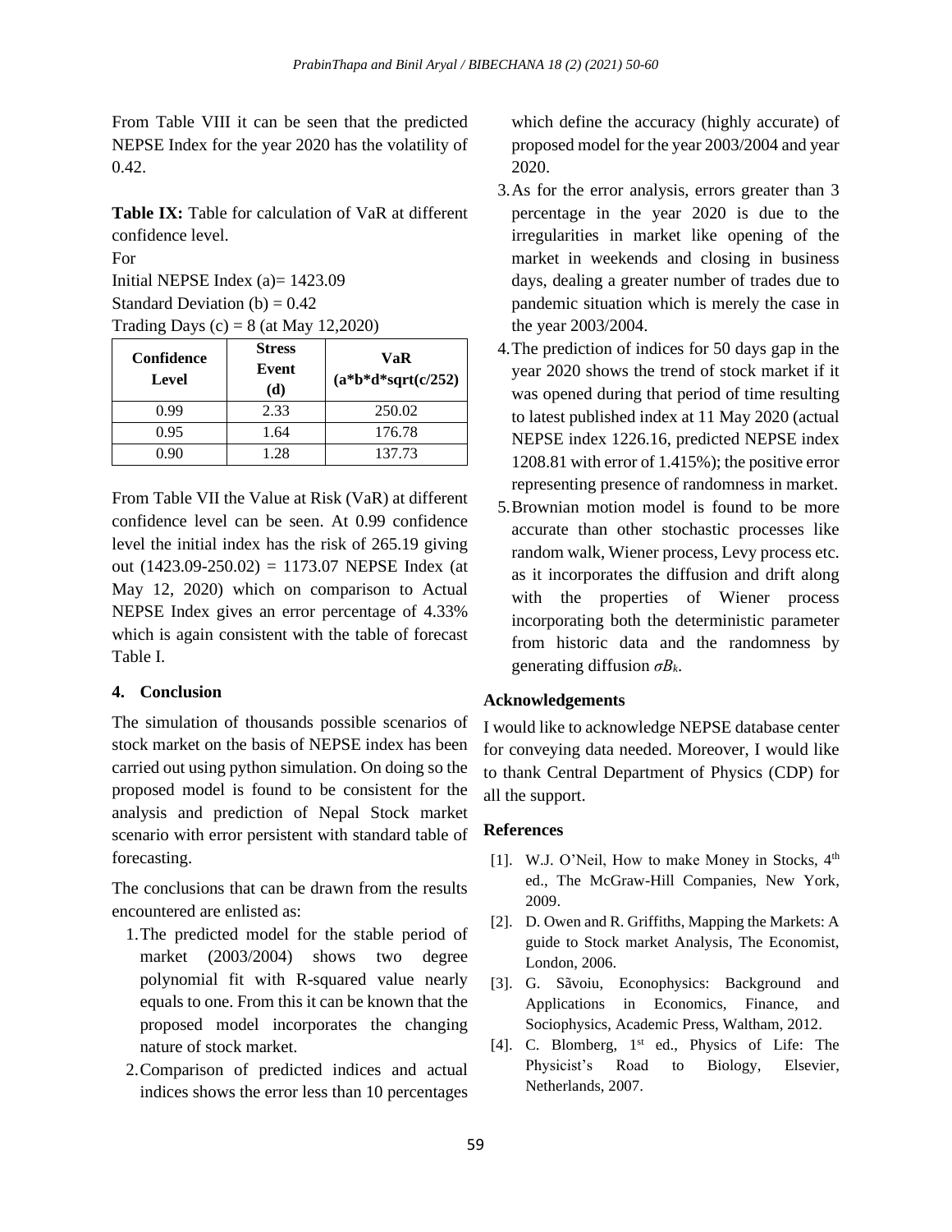From Table VIII it can be seen that the predicted NEPSE Index for the year 2020 has the volatility of 0.42.

**Table IX:** Table for calculation of VaR at different confidence level.

For

Initial NEPSE Index (a)= 1423.09

Standard Deviation (b) = 0.42

Trading Days (c) = 8 (at May 12,2020)

| Confidence Level | Stress Event (d) | VaR (a*b*d*sqrt(c/252) |
|---|---|---|
| 0.99 | 2.33 | 250.02 |
| 0.95 | 1.64 | 176.78 |
| 0.90 | 1.28 | 137.73 |

From Table VII the Value at Risk (VaR) at different confidence level can be seen. At 0.99 confidence level the initial index has the risk of 265.19 giving out (1423.09-250.02) = 1173.07 NEPSE Index (at May 12, 2020) which on comparison to Actual NEPSE Index gives an error percentage of 4.33% which is again consistent with the table of forecast Table I.

## 4. Conclusion

The simulation of thousands possible scenarios of stock market on the basis of NEPSE index has been carried out using python simulation. On doing so the proposed model is found to be consistent for the analysis and prediction of Nepal Stock market scenario with error persistent with standard table of forecasting.

The conclusions that can be drawn from the results encountered are enlisted as:

1. The predicted model for the stable period of market (2003/2004) shows two degree polynomial fit with R-squared value nearly equals to one. From this it can be known that the proposed model incorporates the changing nature of stock market.
2. Comparison of predicted indices and actual indices shows the error less than 10 percentages which define the accuracy (highly accurate) of proposed model for the year 2003/2004 and year 2020.
3. As for the error analysis, errors greater than 3 percentage in the year 2020 is due to the irregularities in market like opening of the market in weekends and closing in business days, dealing a greater number of trades due to pandemic situation which is merely the case in the year 2003/2004.
4. The prediction of indices for 50 days gap in the year 2020 shows the trend of stock market if it was opened during that period of time resulting to latest published index at 11 May 2020 (actual NEPSE index 1226.16, predicted NEPSE index 1208.81 with error of 1.415%); the positive error representing presence of randomness in market.
5. Brownian motion model is found to be more accurate than other stochastic processes like random walk, Wiener process, Levy process etc. as it incorporates the diffusion and drift along with the properties of Wiener process incorporating both the deterministic parameter from historic data and the randomness by generating diffusion $\sigma B_k$.

### Acknowledgements

I would like to acknowledge NEPSE database center for conveying data needed. Moreover, I would like to thank Central Department of Physics (CDP) for all the support.

### References

[1]. W.J. O'Neil, How to make Money in Stocks, 4th ed., The McGraw-Hill Companies, New York, 2009.

[2]. D. Owen and R. Griffiths, Mapping the Markets: A guide to Stock market Analysis, The Economist, London, 2006.

[3]. G. Săvoiu, Econophysics: Background and Applications in Economics, Finance, and Sociophysics, Academic Press, Waltham, 2012.

[4]. C. Blomberg, 1st ed., Physics of Life: The Physicist's Road to Biology, Elsevier, Netherlands, 2007.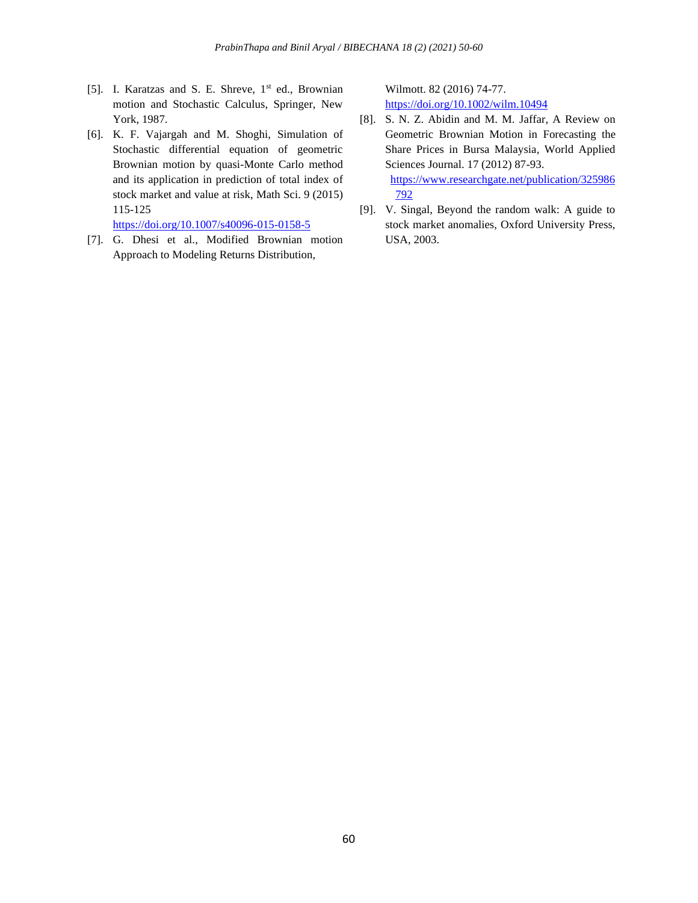[5]. I. Karatzas and S. E. Shreve, 1st ed., Brownian motion and Stochastic Calculus, Springer, New York, 1987.

[6]. K. F. Vajargah and M. Shoghi, Simulation of Stochastic differential equation of geometric Brownian motion by quasi-Monte Carlo method and its application in prediction of total index of stock market and value at risk, Math Sci. 9 (2015) 115-125 https://doi.org/10.1007/s40096-015-0158-5

[7]. G. Dhesi et al., Modified Brownian motion Approach to Modeling Returns Distribution, Wilmott. 82 (2016) 74-77. https://doi.org/10.1002/wilm.10494

[8]. S. N. Z. Abidin and M. M. Jaffar, A Review on Geometric Brownian Motion in Forecasting the Share Prices in Bursa Malaysia, World Applied Sciences Journal. 17 (2012) 87-93. https://www.researchgate.net/publication/325986792

[9]. V. Singal, Beyond the random walk: A guide to stock market anomalies, Oxford University Press, USA, 2003.